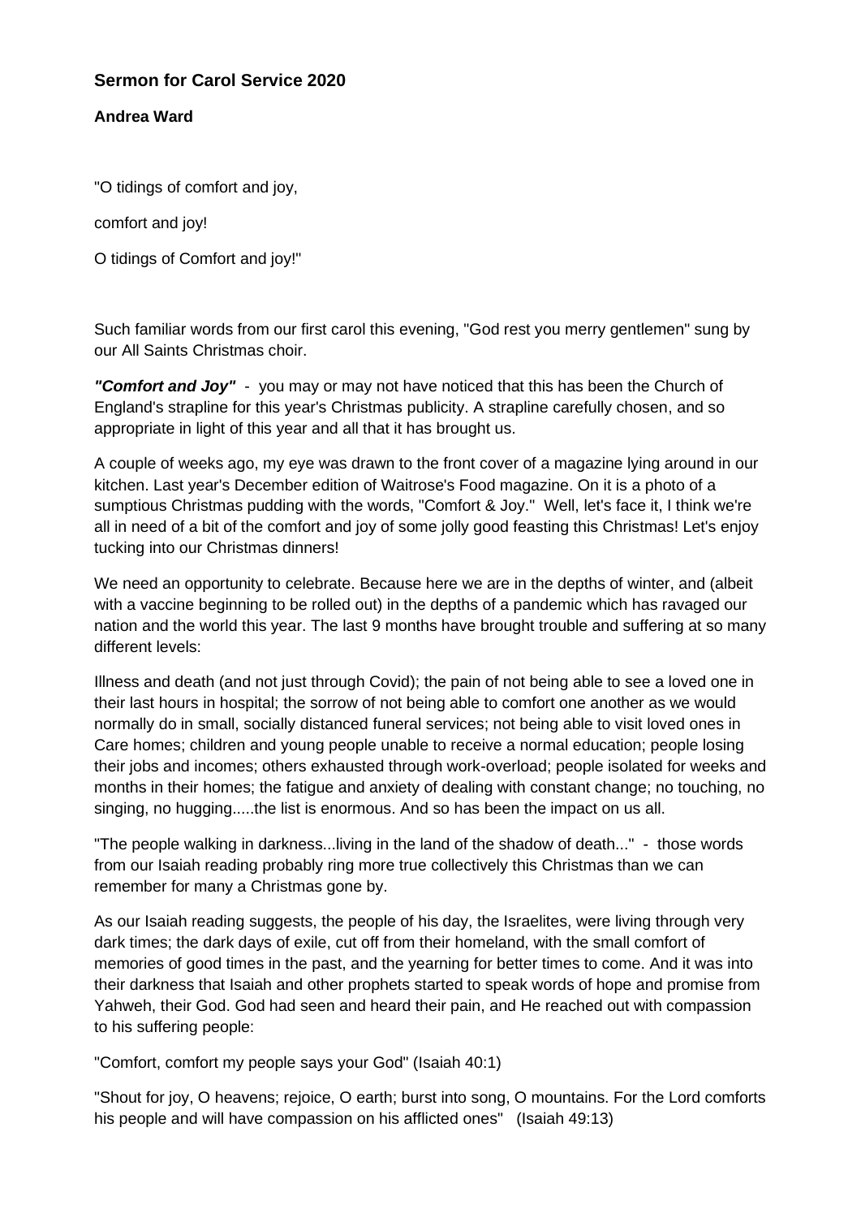## Sermon for Carol Service 2020

**Andrea Ward**

"O tidings of comfort and joy,

comfort and joy!

O tidings of Comfort and joy!"

Such familiar words from our first carol this evening, "God rest you merry gentlemen" sung by our All Saints Christmas choir.

***"Comfort and Joy"*** - you may or may not have noticed that this has been the Church of England's strapline for this year's Christmas publicity. A strapline carefully chosen, and so appropriate in light of this year and all that it has brought us.

A couple of weeks ago, my eye was drawn to the front cover of a magazine lying around in our kitchen. Last year's December edition of Waitrose's Food magazine. On it is a photo of a sumptious Christmas pudding with the words, "Comfort & Joy." Well, let's face it, I think we're all in need of a bit of the comfort and joy of some jolly good feasting this Christmas! Let's enjoy tucking into our Christmas dinners!

We need an opportunity to celebrate. Because here we are in the depths of winter, and (albeit with a vaccine beginning to be rolled out) in the depths of a pandemic which has ravaged our nation and the world this year. The last 9 months have brought trouble and suffering at so many different levels:

Illness and death (and not just through Covid); the pain of not being able to see a loved one in their last hours in hospital; the sorrow of not being able to comfort one another as we would normally do in small, socially distanced funeral services; not being able to visit loved ones in Care homes; children and young people unable to receive a normal education; people losing their jobs and incomes; others exhausted through work-overload; people isolated for weeks and months in their homes; the fatigue and anxiety of dealing with constant change; no touching, no singing, no hugging.....the list is enormous. And so has been the impact on us all.

"The people walking in darkness...living in the land of the shadow of death..." - those words from our Isaiah reading probably ring more true collectively this Christmas than we can remember for many a Christmas gone by.

As our Isaiah reading suggests, the people of his day, the Israelites, were living through very dark times; the dark days of exile, cut off from their homeland, with the small comfort of memories of good times in the past, and the yearning for better times to come. And it was into their darkness that Isaiah and other prophets started to speak words of hope and promise from Yahweh, their God. God had seen and heard their pain, and He reached out with compassion to his suffering people:

"Comfort, comfort my people says your God" (Isaiah 40:1)

"Shout for joy, O heavens; rejoice, O earth; burst into song, O mountains. For the Lord comforts his people and will have compassion on his afflicted ones" (Isaiah 49:13)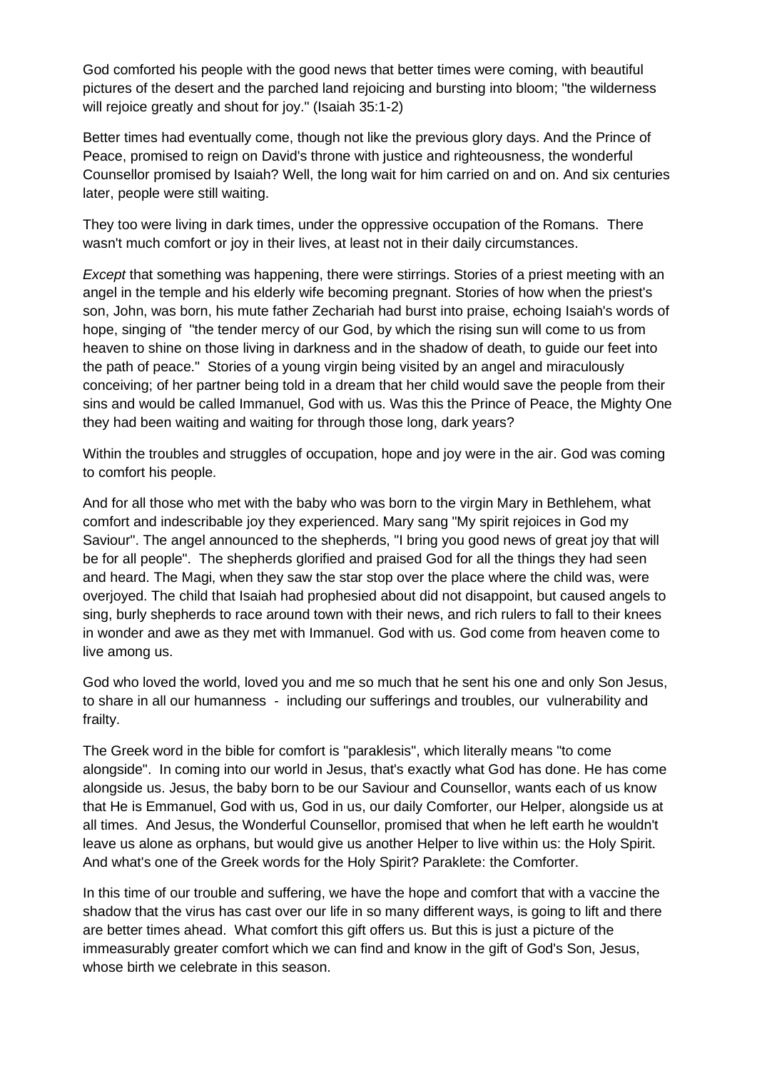God comforted his people with the good news that better times were coming, with beautiful pictures of the desert and the parched land rejoicing and bursting into bloom; "the wilderness will rejoice greatly and shout for joy." (Isaiah 35:1-2)

Better times had eventually come, though not like the previous glory days. And the Prince of Peace, promised to reign on David's throne with justice and righteousness, the wonderful Counsellor promised by Isaiah? Well, the long wait for him carried on and on. And six centuries later, people were still waiting.

They too were living in dark times, under the oppressive occupation of the Romans. There wasn't much comfort or joy in their lives, at least not in their daily circumstances.

*Except* that something was happening, there were stirrings. Stories of a priest meeting with an angel in the temple and his elderly wife becoming pregnant. Stories of how when the priest's son, John, was born, his mute father Zechariah had burst into praise, echoing Isaiah's words of hope, singing of "the tender mercy of our God, by which the rising sun will come to us from heaven to shine on those living in darkness and in the shadow of death, to guide our feet into the path of peace." Stories of a young virgin being visited by an angel and miraculously conceiving; of her partner being told in a dream that her child would save the people from their sins and would be called Immanuel, God with us. Was this the Prince of Peace, the Mighty One they had been waiting and waiting for through those long, dark years?

Within the troubles and struggles of occupation, hope and joy were in the air. God was coming to comfort his people.

And for all those who met with the baby who was born to the virgin Mary in Bethlehem, what comfort and indescribable joy they experienced. Mary sang "My spirit rejoices in God my Saviour". The angel announced to the shepherds, "I bring you good news of great joy that will be for all people". The shepherds glorified and praised God for all the things they had seen and heard. The Magi, when they saw the star stop over the place where the child was, were overjoyed. The child that Isaiah had prophesied about did not disappoint, but caused angels to sing, burly shepherds to race around town with their news, and rich rulers to fall to their knees in wonder and awe as they met with Immanuel. God with us. God come from heaven come to live among us.

God who loved the world, loved you and me so much that he sent his one and only Son Jesus, to share in all our humanness - including our sufferings and troubles, our vulnerability and frailty.

The Greek word in the bible for comfort is "paraklesis", which literally means "to come alongside". In coming into our world in Jesus, that's exactly what God has done. He has come alongside us. Jesus, the baby born to be our Saviour and Counsellor, wants each of us know that He is Emmanuel, God with us, God in us, our daily Comforter, our Helper, alongside us at all times. And Jesus, the Wonderful Counsellor, promised that when he left earth he wouldn't leave us alone as orphans, but would give us another Helper to live within us: the Holy Spirit. And what's one of the Greek words for the Holy Spirit? Paraklete: the Comforter.

In this time of our trouble and suffering, we have the hope and comfort that with a vaccine the shadow that the virus has cast over our life in so many different ways, is going to lift and there are better times ahead. What comfort this gift offers us. But this is just a picture of the immeasurably greater comfort which we can find and know in the gift of God's Son, Jesus, whose birth we celebrate in this season.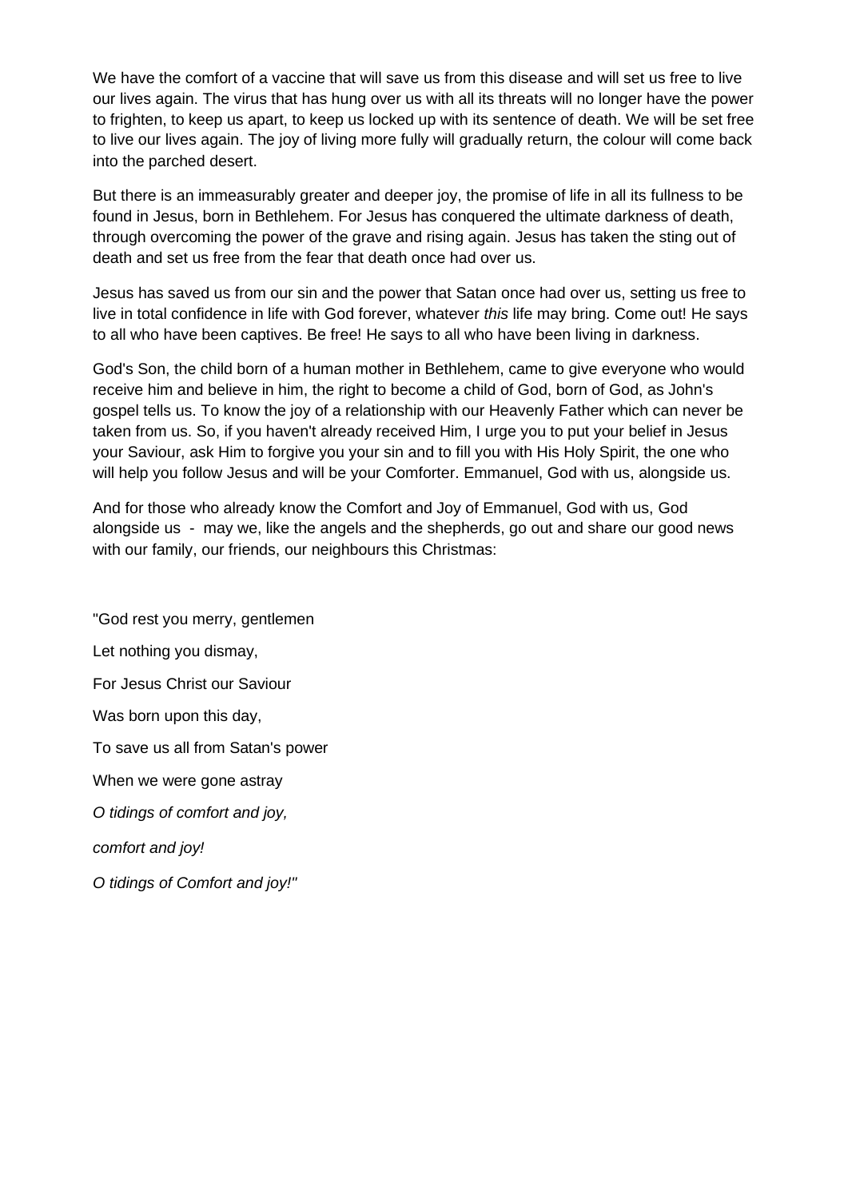We have the comfort of a vaccine that will save us from this disease and will set us free to live our lives again. The virus that has hung over us with all its threats will no longer have the power to frighten, to keep us apart, to keep us locked up with its sentence of death. We will be set free to live our lives again. The joy of living more fully will gradually return, the colour will come back into the parched desert.

But there is an immeasurably greater and deeper joy, the promise of life in all its fullness to be found in Jesus, born in Bethlehem. For Jesus has conquered the ultimate darkness of death, through overcoming the power of the grave and rising again. Jesus has taken the sting out of death and set us free from the fear that death once had over us.

Jesus has saved us from our sin and the power that Satan once had over us, setting us free to live in total confidence in life with God forever, whatever *this* life may bring. Come out! He says to all who have been captives. Be free! He says to all who have been living in darkness.

God's Son, the child born of a human mother in Bethlehem, came to give everyone who would receive him and believe in him, the right to become a child of God, born of God, as John's gospel tells us. To know the joy of a relationship with our Heavenly Father which can never be taken from us. So, if you haven't already received Him, I urge you to put your belief in Jesus your Saviour, ask Him to forgive you your sin and to fill you with His Holy Spirit, the one who will help you follow Jesus and will be your Comforter. Emmanuel, God with us, alongside us.

And for those who already know the Comfort and Joy of Emmanuel, God with us, God alongside us - may we, like the angels and the shepherds, go out and share our good news with our family, our friends, our neighbours this Christmas:

"God rest you merry, gentlemen

Let nothing you dismay,

For Jesus Christ our Saviour

Was born upon this day,

To save us all from Satan's power

When we were gone astray

*O tidings of comfort and joy,*

*comfort and joy!*

*O tidings of Comfort and joy!"*